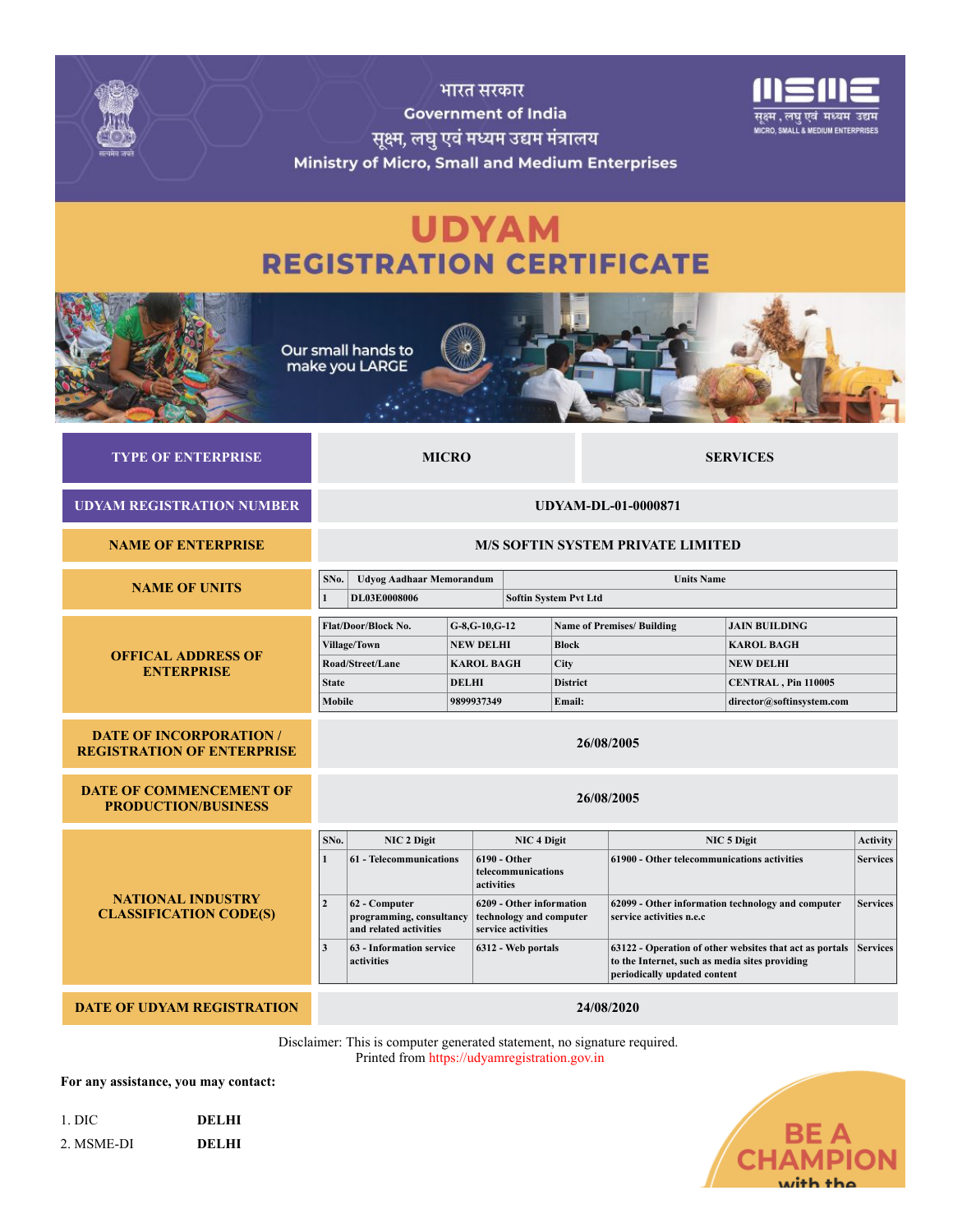भारत सरकार

Government of India

सूक्ष्म, लघु एवं मध्यम उद्यम मंत्रालय

Ministry of Micro, Small and Medium Enterprises

# UDYAM
# REGISTRATION CERTIFICATE

Our small hands to make you LARGE

| | | |
|---|---|---|
| **TYPE OF ENTERPRISE** | **MICRO** | **SERVICES** |
| **UDYAM REGISTRATION NUMBER** | **UDYAM-DL-01-0000871** | |
| **NAME OF ENTERPRISE** | **M/S SOFTIN SYSTEM PRIVATE LIMITED** | |

**NAME OF UNITS**

| SNo. | Udyog Aadhaar Memorandum | Units Name |
|---|---|---|
| 1 | DL03E0008006 | Softin System Pvt Ltd |

**OFFICAL ADDRESS OF ENTERPRISE**

| | | | |
|---|---|---|---|
| Flat/Door/Block No. | G-8,G-10,G-12 | Name of Premises/ Building | JAIN BUILDING |
| Village/Town | NEW DELHI | Block | KAROL BAGH |
| Road/Street/Lane | KAROL BAGH | City | NEW DELHI |
| State | DELHI | District | CENTRAL , Pin 110005 |
| Mobile | 9899937349 | Email: | director@softinsystem.com |

| | |
|---|---|
| **DATE OF INCORPORATION / REGISTRATION OF ENTERPRISE** | **26/08/2005** |
| **DATE OF COMMENCEMENT OF PRODUCTION/BUSINESS** | **26/08/2005** |

**NATIONAL INDUSTRY CLASSIFICATION CODE(S)**

| SNo. | NIC 2 Digit | NIC 4 Digit | NIC 5 Digit | Activity |
|---|---|---|---|---|
| 1 | 61 - Telecommunications | 6190 - Other telecommunications activities | 61900 - Other telecommunications activities | Services |
| 2 | 62 - Computer programming, consultancy and related activities | 6209 - Other information technology and computer service activities | 62099 - Other information technology and computer service activities n.e.c | Services |
| 3 | 63 - Information service activities | 6312 - Web portals | 63122 - Operation of other websites that act as portals to the Internet, such as media sites providing periodically updated content | Services |

| | |
|---|---|
| **DATE OF UDYAM REGISTRATION** | **24/08/2020** |

Disclaimer: This is computer generated statement, no signature required.
Printed from https://udyamregistration.gov.in

**For any assistance, you may contact:**

1. DIC **DELHI**
2. MSME-DI **DELHI**

BE A CHAMPION with the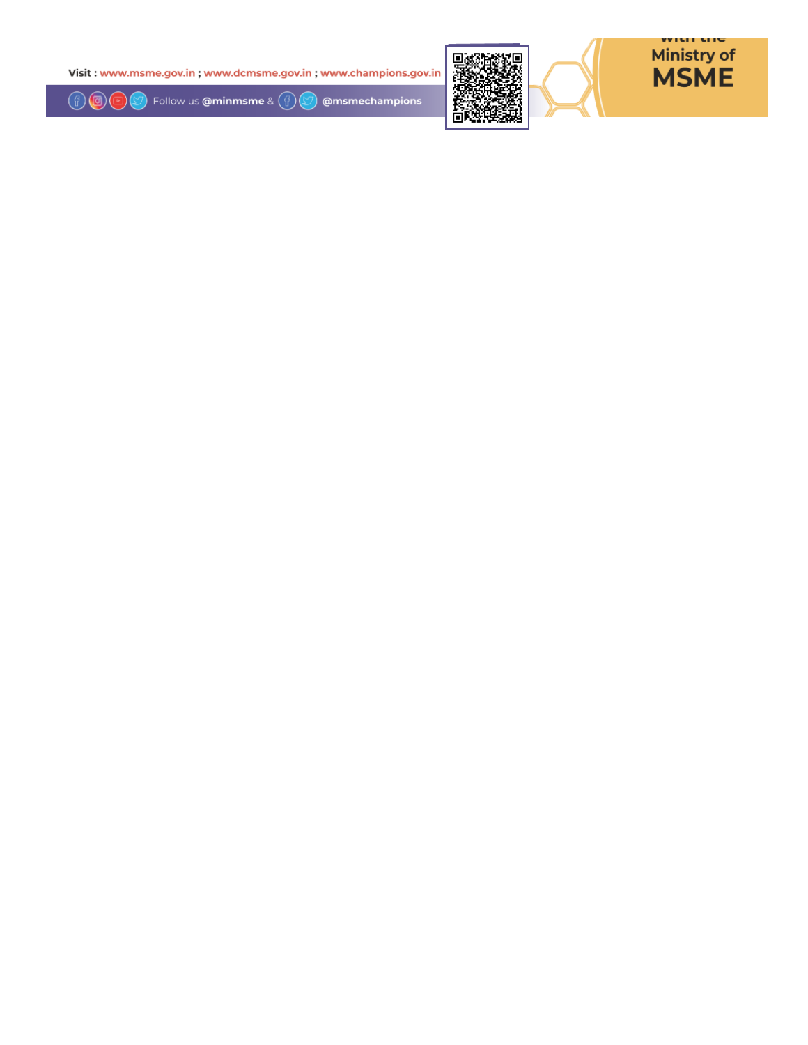Visit : www.msme.gov.in ; www.dcmsme.gov.in ; www.champions.gov.in

Follow us @minmsme & @msmechampions

with the Ministry of **MSME**